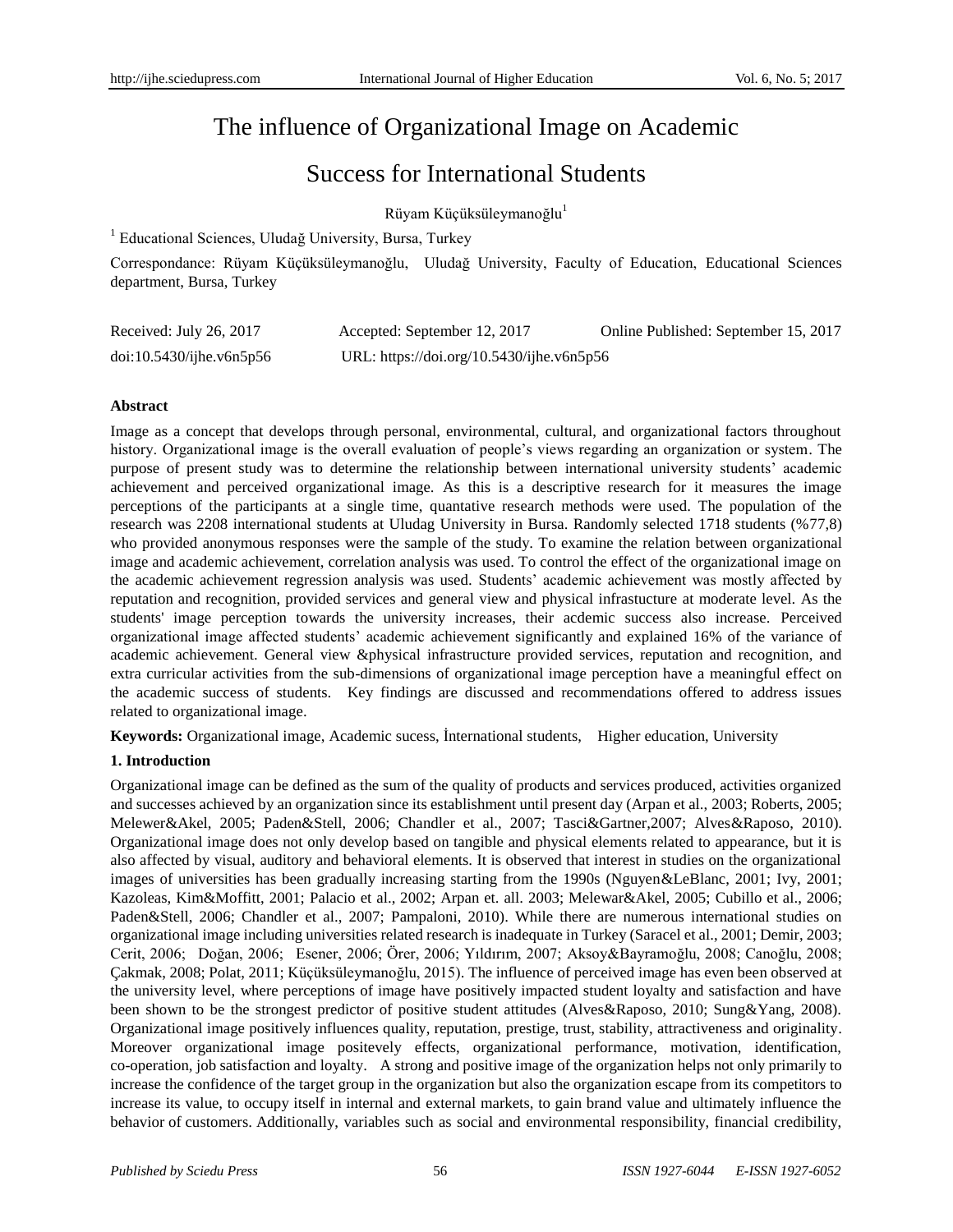# The influence of Organizational Image on Academic Success for International Students

Rüyam Küçüksüleymanoğlu[1]

[1] Educational Sciences, Uludağ University, Bursa, Turkey

Correspondance: Rüyam Küçüksüleymanoğlu, Uludağ University, Faculty of Education, Educational Sciences department, Bursa, Turkey

Received: July 26, 2017 Accepted: September 12, 2017 Online Published: September 15, 2017

doi:10.5430/ijhe.v6n5p56 URL: https://doi.org/10.5430/ijhe.v6n5p56

**Abstract**

Image as a concept that develops through personal, environmental, cultural, and organizational factors throughout history. Organizational image is the overall evaluation of people's views regarding an organization or system. The purpose of present study was to determine the relationship between international university students' academic achievement and perceived organizational image. As this is a descriptive research for it measures the image perceptions of the participants at a single time, quantative research methods were used. The population of the research was 2208 international students at Uludag University in Bursa. Randomly selected 1718 students (%77,8) who provided anonymous responses were the sample of the study. To examine the relation between organizational image and academic achievement, correlation analysis was used. To control the effect of the organizational image on the academic achievement regression analysis was used. Students' academic achievement was mostly affected by reputation and recognition, provided services and general view and physical infrastucture at moderate level. As the students' image perception towards the university increases, their acdemic success also increase. Perceived organizational image affected students' academic achievement significantly and explained 16% of the variance of academic achievement. General view &physical infrastructure provided services, reputation and recognition, and extra curricular activities from the sub-dimensions of organizational image perception have a meaningful effect on the academic success of students. Key findings are discussed and recommendations offered to address issues related to organizational image.

**Keywords:** Organizational image, Academic sucess, İnternational students, Higher education, University

## 1. Introduction

Organizational image can be defined as the sum of the quality of products and services produced, activities organized and successes achieved by an organization since its establishment until present day (Arpan et al., 2003; Roberts, 2005; Melewer&Akel, 2005; Paden&Stell, 2006; Chandler et al., 2007; Tasci&Gartner,2007; Alves&Raposo, 2010). Organizational image does not only develop based on tangible and physical elements related to appearance, but it is also affected by visual, auditory and behavioral elements. It is observed that interest in studies on the organizational images of universities has been gradually increasing starting from the 1990s (Nguyen&LeBlanc, 2001; Ivy, 2001; Kazoleas, Kim&Moffitt, 2001; Palacio et al., 2002; Arpan et. all. 2003; Melewar&Akel, 2005; Cubillo et al., 2006; Paden&Stell, 2006; Chandler et al., 2007; Pampaloni, 2010). While there are numerous international studies on organizational image including universities related research is inadequate in Turkey (Saracel et al., 2001; Demir, 2003; Cerit, 2006; Doğan, 2006; Esener, 2006; Örer, 2006; Yıldırım, 2007; Aksoy&Bayramoğlu, 2008; Canoğlu, 2008; Çakmak, 2008; Polat, 2011; Küçüksüleymanoğlu, 2015). The influence of perceived image has even been observed at the university level, where perceptions of image have positively impacted student loyalty and satisfaction and have been shown to be the strongest predictor of positive student attitudes (Alves&Raposo, 2010; Sung&Yang, 2008). Organizational image positively influences quality, reputation, prestige, trust, stability, attractiveness and originality. Moreover organizational image positevely effects, organizational performance, motivation, identification, co-operation, job satisfaction and loyalty. A strong and positive image of the organization helps not only primarily to increase the confidence of the target group in the organization but also the organization escape from its competitors to increase its value, to occupy itself in internal and external markets, to gain brand value and ultimately influence the behavior of customers. Additionally, variables such as social and environmental responsibility, financial credibility,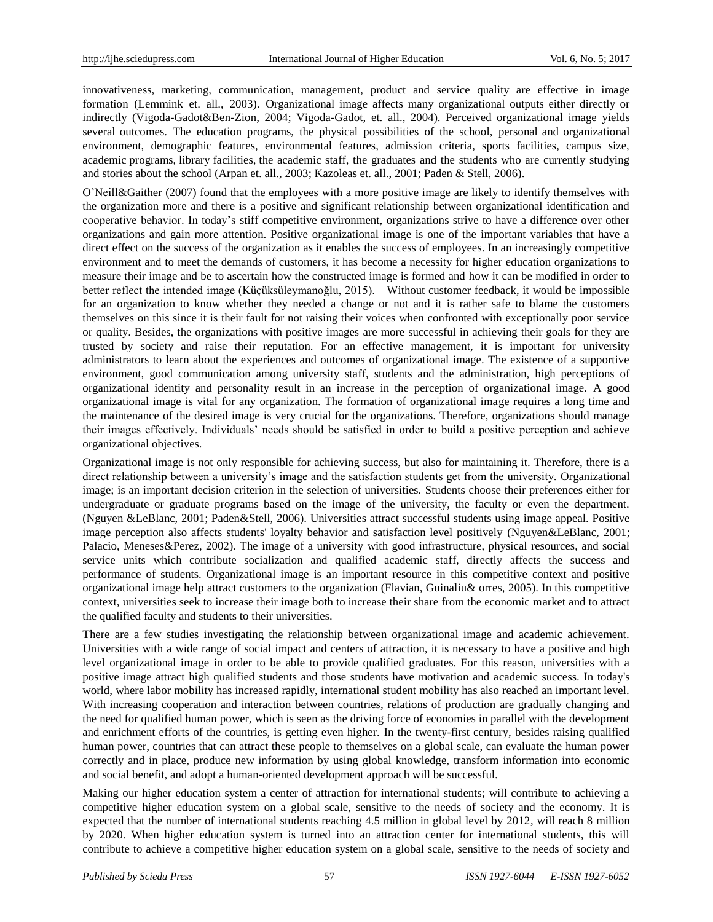innovativeness, marketing, communication, management, product and service quality are effective in image formation (Lemmink et. all., 2003). Organizational image affects many organizational outputs either directly or indirectly (Vigoda-Gadot&Ben-Zion, 2004; Vigoda-Gadot, et. all., 2004). Perceived organizational image yields several outcomes. The education programs, the physical possibilities of the school, personal and organizational environment, demographic features, environmental features, admission criteria, sports facilities, campus size, academic programs, library facilities, the academic staff, the graduates and the students who are currently studying and stories about the school (Arpan et. all., 2003; Kazoleas et. all., 2001; Paden & Stell, 2006).

O'Neill&Gaither (2007) found that the employees with a more positive image are likely to identify themselves with the organization more and there is a positive and significant relationship between organizational identification and cooperative behavior. In today's stiff competitive environment, organizations strive to have a difference over other organizations and gain more attention. Positive organizational image is one of the important variables that have a direct effect on the success of the organization as it enables the success of employees. In an increasingly competitive environment and to meet the demands of customers, it has become a necessity for higher education organizations to measure their image and be to ascertain how the constructed image is formed and how it can be modified in order to better reflect the intended image (Küçüksüleymanoğlu, 2015). Without customer feedback, it would be impossible for an organization to know whether they needed a change or not and it is rather safe to blame the customers themselves on this since it is their fault for not raising their voices when confronted with exceptionally poor service or quality. Besides, the organizations with positive images are more successful in achieving their goals for they are trusted by society and raise their reputation. For an effective management, it is important for university administrators to learn about the experiences and outcomes of organizational image. The existence of a supportive environment, good communication among university staff, students and the administration, high perceptions of organizational identity and personality result in an increase in the perception of organizational image. A good organizational image is vital for any organization. The formation of organizational image requires a long time and the maintenance of the desired image is very crucial for the organizations. Therefore, organizations should manage their images effectively. Individuals' needs should be satisfied in order to build a positive perception and achieve organizational objectives.

Organizational image is not only responsible for achieving success, but also for maintaining it. Therefore, there is a direct relationship between a university's image and the satisfaction students get from the university. Organizational image; is an important decision criterion in the selection of universities. Students choose their preferences either for undergraduate or graduate programs based on the image of the university, the faculty or even the department. (Nguyen &LeBlanc, 2001; Paden&Stell, 2006). Universities attract successful students using image appeal. Positive image perception also affects students' loyalty behavior and satisfaction level positively (Nguyen&LeBlanc, 2001; Palacio, Meneses&Perez, 2002). The image of a university with good infrastructure, physical resources, and social service units which contribute socialization and qualified academic staff, directly affects the success and performance of students. Organizational image is an important resource in this competitive context and positive organizational image help attract customers to the organization (Flavian, Guinaliu& orres, 2005). In this competitive context, universities seek to increase their image both to increase their share from the economic market and to attract the qualified faculty and students to their universities.

There are a few studies investigating the relationship between organizational image and academic achievement. Universities with a wide range of social impact and centers of attraction, it is necessary to have a positive and high level organizational image in order to be able to provide qualified graduates. For this reason, universities with a positive image attract high qualified students and those students have motivation and academic success. In today's world, where labor mobility has increased rapidly, international student mobility has also reached an important level. With increasing cooperation and interaction between countries, relations of production are gradually changing and the need for qualified human power, which is seen as the driving force of economies in parallel with the development and enrichment efforts of the countries, is getting even higher. In the twenty-first century, besides raising qualified human power, countries that can attract these people to themselves on a global scale, can evaluate the human power correctly and in place, produce new information by using global knowledge, transform information into economic and social benefit, and adopt a human-oriented development approach will be successful.

Making our higher education system a center of attraction for international students; will contribute to achieving a competitive higher education system on a global scale, sensitive to the needs of society and the economy. It is expected that the number of international students reaching 4.5 million in global level by 2012, will reach 8 million by 2020. When higher education system is turned into an attraction center for international students, this will contribute to achieve a competitive higher education system on a global scale, sensitive to the needs of society and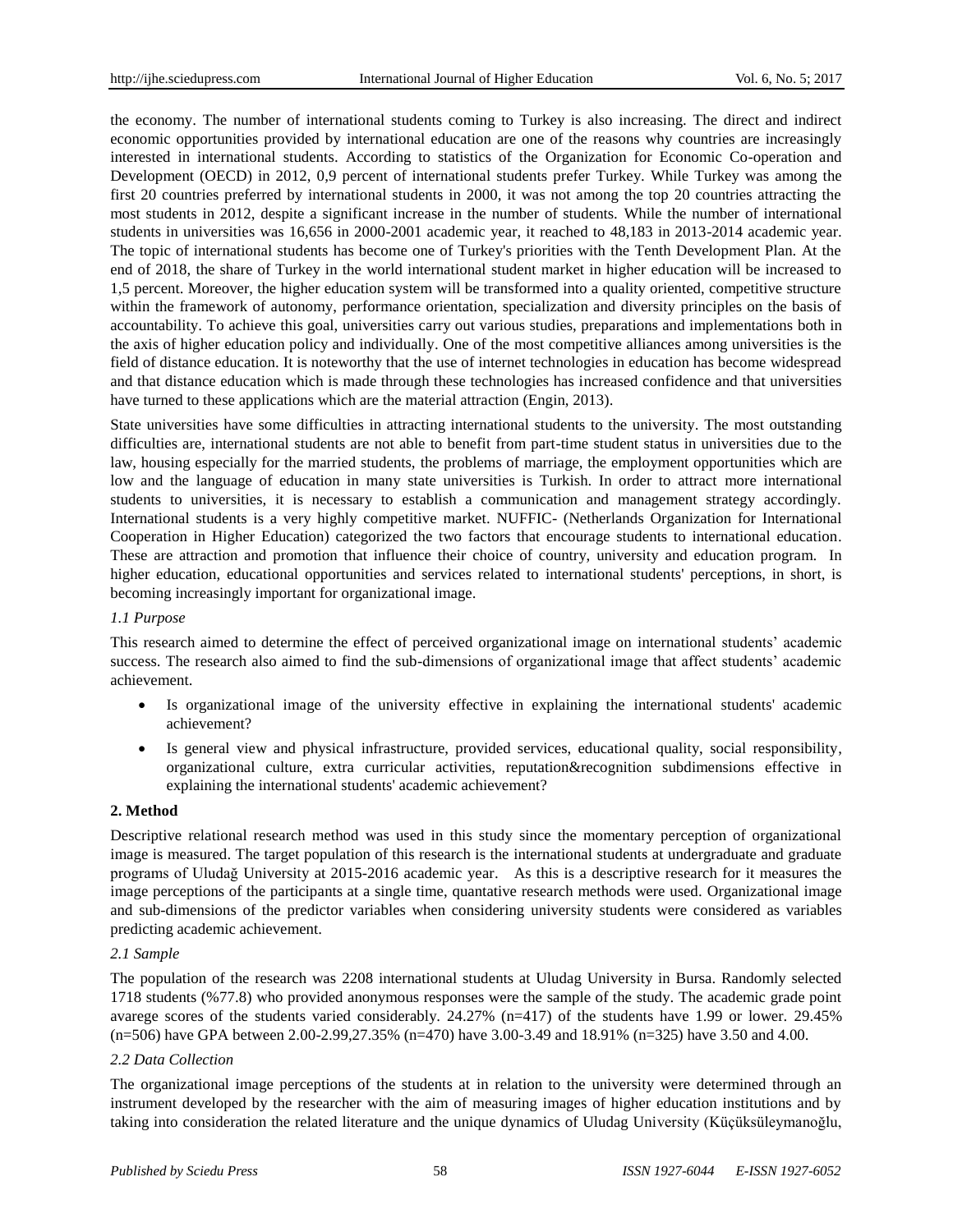the economy. The number of international students coming to Turkey is also increasing. The direct and indirect economic opportunities provided by international education are one of the reasons why countries are increasingly interested in international students. According to statistics of the Organization for Economic Co-operation and Development (OECD) in 2012, 0,9 percent of international students prefer Turkey. While Turkey was among the first 20 countries preferred by international students in 2000, it was not among the top 20 countries attracting the most students in 2012, despite a significant increase in the number of students. While the number of international students in universities was 16,656 in 2000-2001 academic year, it reached to 48,183 in 2013-2014 academic year. The topic of international students has become one of Turkey's priorities with the Tenth Development Plan. At the end of 2018, the share of Turkey in the world international student market in higher education will be increased to 1,5 percent. Moreover, the higher education system will be transformed into a quality oriented, competitive structure within the framework of autonomy, performance orientation, specialization and diversity principles on the basis of accountability. To achieve this goal, universities carry out various studies, preparations and implementations both in the axis of higher education policy and individually. One of the most competitive alliances among universities is the field of distance education. It is noteworthy that the use of internet technologies in education has become widespread and that distance education which is made through these technologies has increased confidence and that universities have turned to these applications which are the material attraction (Engin, 2013).

State universities have some difficulties in attracting international students to the university. The most outstanding difficulties are, international students are not able to benefit from part-time student status in universities due to the law, housing especially for the married students, the problems of marriage, the employment opportunities which are low and the language of education in many state universities is Turkish. In order to attract more international students to universities, it is necessary to establish a communication and management strategy accordingly. International students is a very highly competitive market. NUFFIC- (Netherlands Organization for International Cooperation in Higher Education) categorized the two factors that encourage students to international education. These are attraction and promotion that influence their choice of country, university and education program. In higher education, educational opportunities and services related to international students' perceptions, in short, is becoming increasingly important for organizational image.

### *1.1 Purpose*

This research aimed to determine the effect of perceived organizational image on international students' academic success. The research also aimed to find the sub-dimensions of organizational image that affect students' academic achievement.

- Is organizational image of the university effective in explaining the international students' academic achievement?
- Is general view and physical infrastructure, provided services, educational quality, social responsibility, organizational culture, extra curricular activities, reputation&recognition subdimensions effective in explaining the international students' academic achievement?

## 2. Method

Descriptive relational research method was used in this study since the momentary perception of organizational image is measured. The target population of this research is the international students at undergraduate and graduate programs of Uludağ University at 2015-2016 academic year. As this is a descriptive research for it measures the image perceptions of the participants at a single time, quantative research methods were used. Organizational image and sub-dimensions of the predictor variables when considering university students were considered as variables predicting academic achievement.

### *2.1 Sample*

The population of the research was 2208 international students at Uludag University in Bursa. Randomly selected 1718 students (%77.8) who provided anonymous responses were the sample of the study. The academic grade point avarege scores of the students varied considerably. 24.27% (n=417) of the students have 1.99 or lower. 29.45% (n=506) have GPA between 2.00-2.99,27.35% (n=470) have 3.00-3.49 and 18.91% (n=325) have 3.50 and 4.00.

### *2.2 Data Collection*

The organizational image perceptions of the students at in relation to the university were determined through an instrument developed by the researcher with the aim of measuring images of higher education institutions and by taking into consideration the related literature and the unique dynamics of Uludag University (Küçüksüleymanoğlu,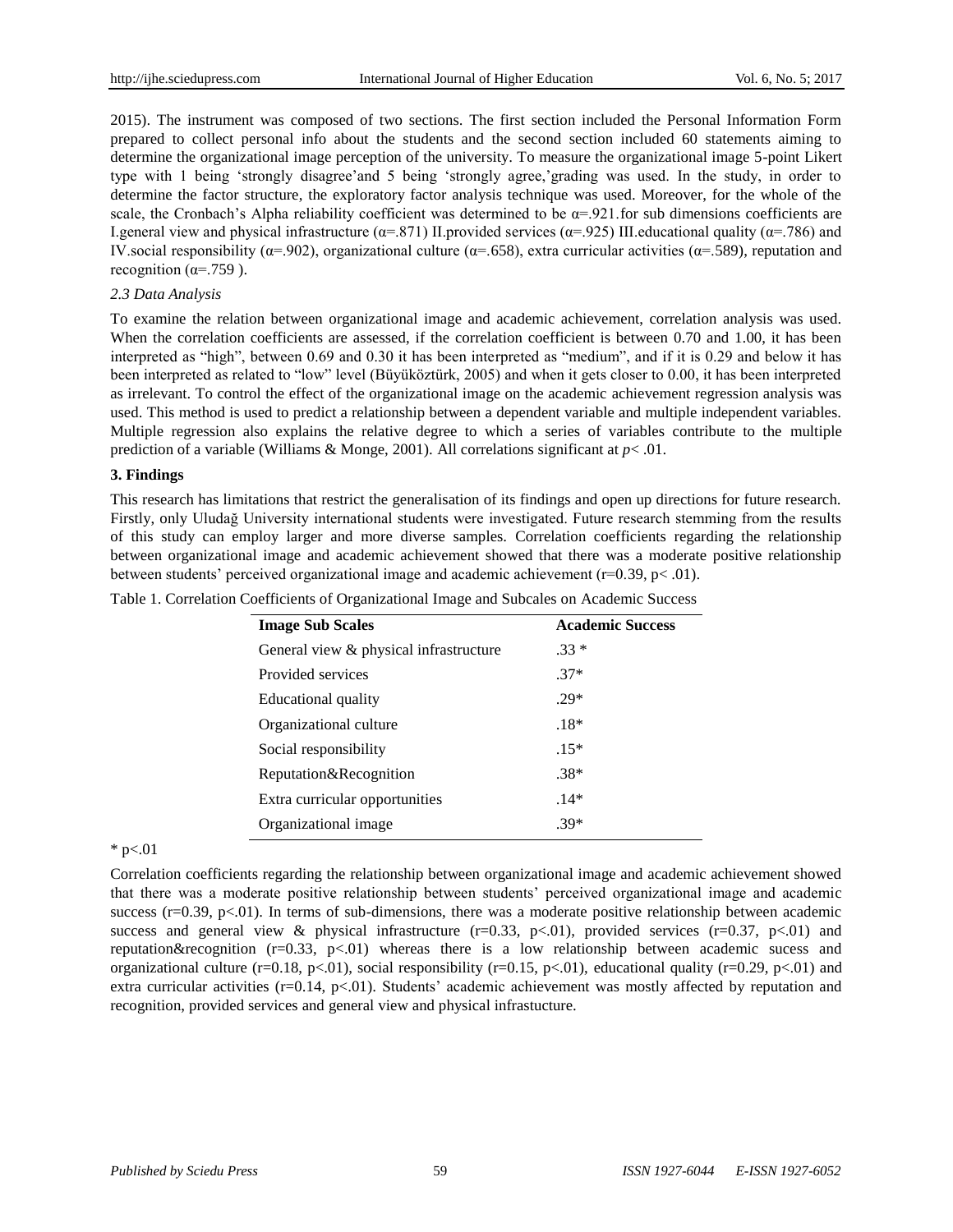2015). The instrument was composed of two sections. The first section included the Personal Information Form prepared to collect personal info about the students and the second section included 60 statements aiming to determine the organizational image perception of the university. To measure the organizational image 5-point Likert type with 1 being 'strongly disagree'and 5 being 'strongly agree,'grading was used. In the study, in order to determine the factor structure, the exploratory factor analysis technique was used. Moreover, for the whole of the scale, the Cronbach's Alpha reliability coefficient was determined to be α=.921.for sub dimensions coefficients are I.general view and physical infrastructure (α=.871) II.provided services (α=.925) III.educational quality (α=.786) and IV.social responsibility (α=.902), organizational culture (α=.658), extra curricular activities (α=.589), reputation and recognition (α=.759 ).

### *2.3 Data Analysis*

To examine the relation between organizational image and academic achievement, correlation analysis was used. When the correlation coefficients are assessed, if the correlation coefficient is between 0.70 and 1.00, it has been interpreted as "high", between 0.69 and 0.30 it has been interpreted as "medium", and if it is 0.29 and below it has been interpreted as related to "low" level (Büyüköztürk, 2005) and when it gets closer to 0.00, it has been interpreted as irrelevant. To control the effect of the organizational image on the academic achievement regression analysis was used. This method is used to predict a relationship between a dependent variable and multiple independent variables. Multiple regression also explains the relative degree to which a series of variables contribute to the multiple prediction of a variable (Williams & Monge, 2001). All correlations significant at $p < .01$.

## **3. Findings**

This research has limitations that restrict the generalisation of its findings and open up directions for future research. Firstly, only Uludağ University international students were investigated. Future research stemming from the results of this study can employ larger and more diverse samples. Correlation coefficients regarding the relationship between organizational image and academic achievement showed that there was a moderate positive relationship between students' perceived organizational image and academic achievement ($r=0.39$, $p< .01$).

Table 1. Correlation Coefficients of Organizational Image and Subcales on Academic Success

| **Image Sub Scales** | **Academic Success** |
|---|---|
| General view & physical infrastructure | .33 * |
| Provided services | .37* |
| Educational quality | .29* |
| Organizational culture | .18* |
| Social responsibility | .15* |
| Reputation&Recognition | .38* |
| Extra curricular opportunities | .14* |
| Organizational image | .39* |

* $p<.01$

Correlation coefficients regarding the relationship between organizational image and academic achievement showed that there was a moderate positive relationship between students' perceived organizational image and academic success ($r=0.39$, $p<.01$). In terms of sub-dimensions, there was a moderate positive relationship between academic success and general view & physical infrastructure ($r=0.33$, $p<.01$), provided services ($r=0.37$, $p<.01$) and reputation&recognition ($r=0.33$, $p<.01$) whereas there is a low relationship between academic sucess and organizational culture ($r=0.18$, $p<.01$), social responsibility ($r=0.15$, $p<.01$), educational quality ($r=0.29$, $p<.01$) and extra curricular activities ($r=0.14$, $p<.01$). Students' academic achievement was mostly affected by reputation and recognition, provided services and general view and physical infrastucture.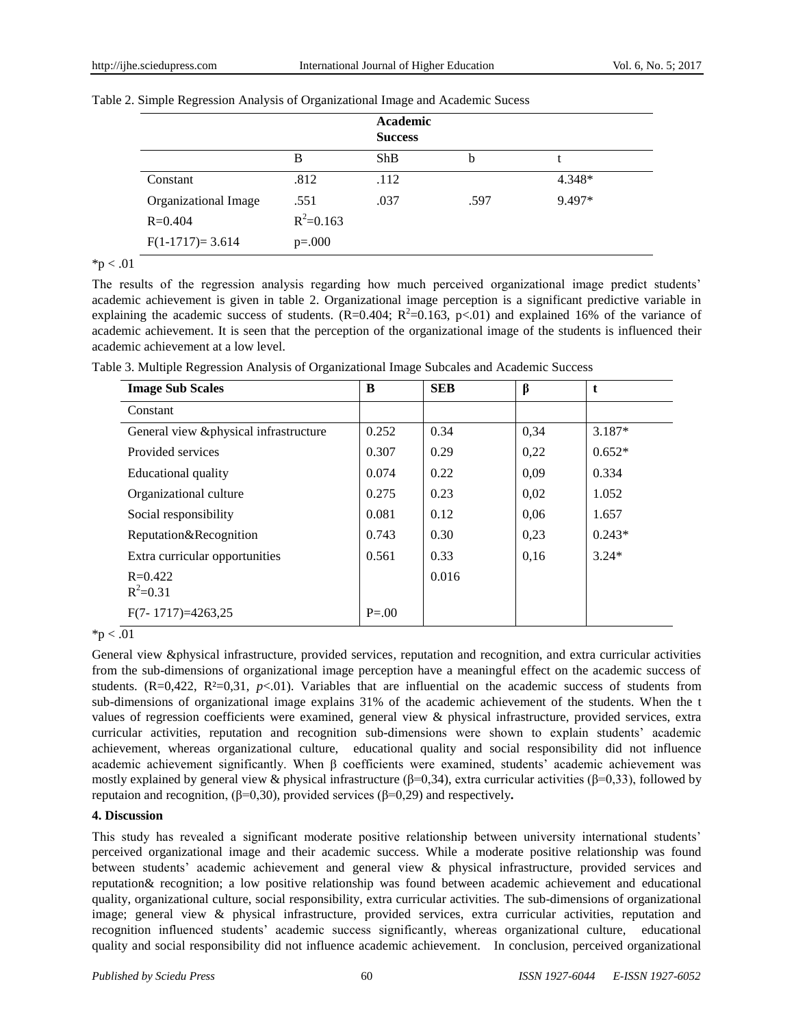Table 2. Simple Regression Analysis of Organizational Image and Academic Sucess

| | Academic Success | | | |
|---|---|---|---|---|
| | B | ShB | b | t |
| Constant | .812 | .112 | | 4.348* |
| Organizational Image | .551 | .037 | .597 | 9.497* |
| R=0.404 | $R^2$=0.163 | | | |
| F(1-1717)= 3.614 | p=.000 | | | |

*p < .01

The results of the regression analysis regarding how much perceived organizational image predict students' academic achievement is given in table 2. Organizational image perception is a significant predictive variable in explaining the academic success of students. (R=0.404; $R^2$=0.163, p<.01) and explained 16% of the variance of academic achievement. It is seen that the perception of the organizational image of the students is influenced their academic achievement at a low level.

Table 3. Multiple Regression Analysis of Organizational Image Subcales and Academic Success

| **Image Sub Scales** | **B** | **SEB** | **β** | **t** |
|---|---|---|---|---|
| Constant | | | | |
| General view &physical infrastructure | 0.252 | 0.34 | 0,34 | 3.187* |
| Provided services | 0.307 | 0.29 | 0,22 | 0.652* |
| Educational quality | 0.074 | 0.22 | 0,09 | 0.334 |
| Organizational culture | 0.275 | 0.23 | 0,02 | 1.052 |
| Social responsibility | 0.081 | 0.12 | 0,06 | 1.657 |
| Reputation&Recognition | 0.743 | 0.30 | 0,23 | 0.243* |
| Extra curricular opportunities | 0.561 | 0.33 | 0,16 | 3.24* |
| R=0.422<br>$R^2$=0.31 | | 0.016 | | |
| F(7- 1717)=4263,25 | P=.00 | | | |

*p < .01

General view &physical infrastructure, provided services, reputation and recognition, and extra curricular activities from the sub-dimensions of organizational image perception have a meaningful effect on the academic success of students. (R=0,422, R²=0,31, *p*<.01). Variables that are influential on the academic success of students from sub-dimensions of organizational image explains 31% of the academic achievement of the students. When the t values of regression coefficients were examined, general view & physical infrastructure, provided services, extra curricular activities, reputation and recognition sub-dimensions were shown to explain students' academic achievement, whereas organizational culture, educational quality and social responsibility did not influence academic achievement significantly. When β coefficients were examined, students' academic achievement was mostly explained by general view & physical infrastructure (β=0,34), extra curricular activities (β=0,33), followed by reputaion and recognition, (β=0,30), provided services (β=0,29) and respectively**.**

### 4. Discussion

This study has revealed a significant moderate positive relationship between university international students' perceived organizational image and their academic success. While a moderate positive relationship was found between students' academic achievement and general view & physical infrastructure, provided services and reputation& recognition; a low positive relationship was found between academic achievement and educational quality, organizational culture, social responsibility, extra curricular activities. The sub-dimensions of organizational image; general view & physical infrastructure, provided services, extra curricular activities, reputation and recognition influenced students' academic success significantly, whereas organizational culture, educational quality and social responsibility did not influence academic achievement. In conclusion, perceived organizational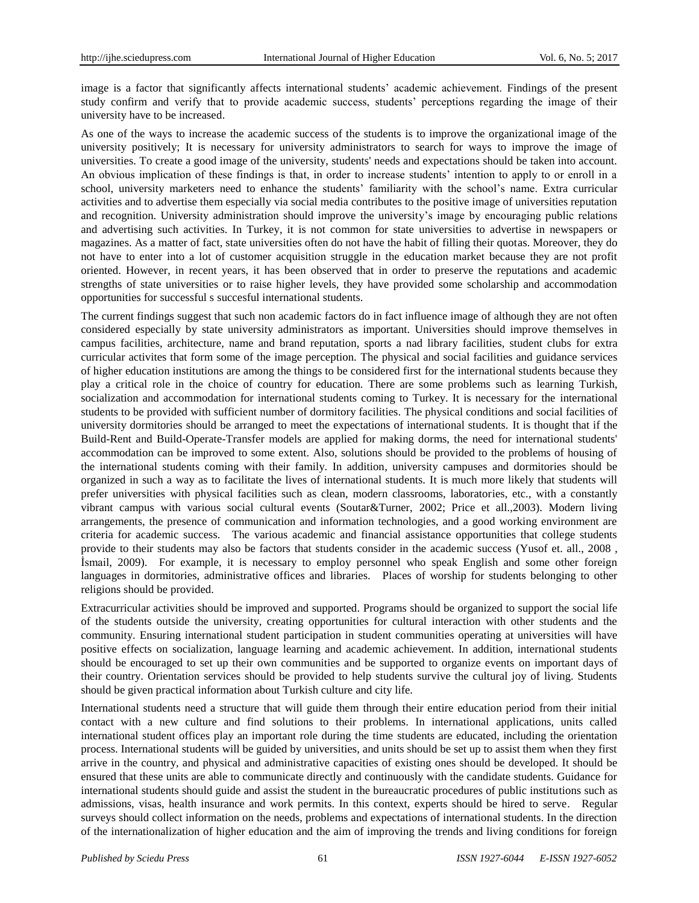image is a factor that significantly affects international students' academic achievement. Findings of the present study confirm and verify that to provide academic success, students' perceptions regarding the image of their university have to be increased.

As one of the ways to increase the academic success of the students is to improve the organizational image of the university positively; It is necessary for university administrators to search for ways to improve the image of universities. To create a good image of the university, students' needs and expectations should be taken into account. An obvious implication of these findings is that, in order to increase students' intention to apply to or enroll in a school, university marketers need to enhance the students' familiarity with the school's name. Extra curricular activities and to advertise them especially via social media contributes to the positive image of universities reputation and recognition. University administration should improve the university's image by encouraging public relations and advertising such activities. In Turkey, it is not common for state universities to advertise in newspapers or magazines. As a matter of fact, state universities often do not have the habit of filling their quotas. Moreover, they do not have to enter into a lot of customer acquisition struggle in the education market because they are not profit oriented. However, in recent years, it has been observed that in order to preserve the reputations and academic strengths of state universities or to raise higher levels, they have provided some scholarship and accommodation opportunities for successful s succesful international students.

The current findings suggest that such non academic factors do in fact influence image of although they are not often considered especially by state university administrators as important. Universities should improve themselves in campus facilities, architecture, name and brand reputation, sports a nad library facilities, student clubs for extra curricular activites that form some of the image perception. The physical and social facilities and guidance services of higher education institutions are among the things to be considered first for the international students because they play a critical role in the choice of country for education. There are some problems such as learning Turkish, socialization and accommodation for international students coming to Turkey. It is necessary for the international students to be provided with sufficient number of dormitory facilities. The physical conditions and social facilities of university dormitories should be arranged to meet the expectations of international students. It is thought that if the Build-Rent and Build-Operate-Transfer models are applied for making dorms, the need for international students' accommodation can be improved to some extent. Also, solutions should be provided to the problems of housing of the international students coming with their family. In addition, university campuses and dormitories should be organized in such a way as to facilitate the lives of international students. It is much more likely that students will prefer universities with physical facilities such as clean, modern classrooms, laboratories, etc., with a constantly vibrant campus with various social cultural events (Soutar&Turner, 2002; Price et all.,2003). Modern living arrangements, the presence of communication and information technologies, and a good working environment are criteria for academic success. The various academic and financial assistance opportunities that college students provide to their students may also be factors that students consider in the academic success (Yusof et. all., 2008 , İsmail, 2009). For example, it is necessary to employ personnel who speak English and some other foreign languages in dormitories, administrative offices and libraries. Places of worship for students belonging to other religions should be provided.

Extracurricular activities should be improved and supported. Programs should be organized to support the social life of the students outside the university, creating opportunities for cultural interaction with other students and the community. Ensuring international student participation in student communities operating at universities will have positive effects on socialization, language learning and academic achievement. In addition, international students should be encouraged to set up their own communities and be supported to organize events on important days of their country. Orientation services should be provided to help students survive the cultural joy of living. Students should be given practical information about Turkish culture and city life.

International students need a structure that will guide them through their entire education period from their initial contact with a new culture and find solutions to their problems. In international applications, units called international student offices play an important role during the time students are educated, including the orientation process. International students will be guided by universities, and units should be set up to assist them when they first arrive in the country, and physical and administrative capacities of existing ones should be developed. It should be ensured that these units are able to communicate directly and continuously with the candidate students. Guidance for international students should guide and assist the student in the bureaucratic procedures of public institutions such as admissions, visas, health insurance and work permits. In this context, experts should be hired to serve. Regular surveys should collect information on the needs, problems and expectations of international students. In the direction of the internationalization of higher education and the aim of improving the trends and living conditions for foreign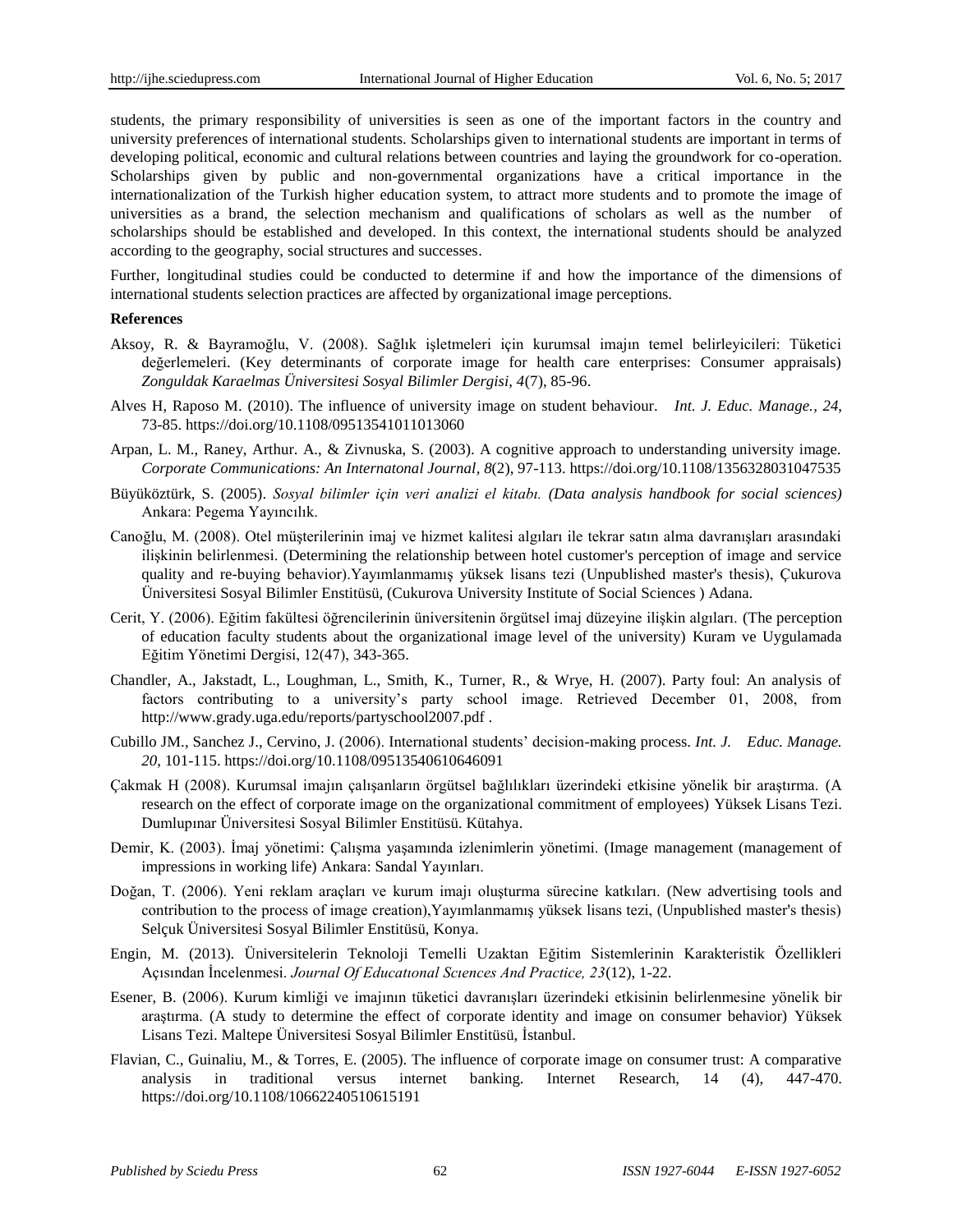students, the primary responsibility of universities is seen as one of the important factors in the country and university preferences of international students. Scholarships given to international students are important in terms of developing political, economic and cultural relations between countries and laying the groundwork for co-operation. Scholarships given by public and non-governmental organizations have a critical importance in the internationalization of the Turkish higher education system, to attract more students and to promote the image of universities as a brand, the selection mechanism and qualifications of scholars as well as the number of scholarships should be established and developed. In this context, the international students should be analyzed according to the geography, social structures and successes.

Further, longitudinal studies could be conducted to determine if and how the importance of the dimensions of international students selection practices are affected by organizational image perceptions.

**References**

Aksoy, R. & Bayramoğlu, V. (2008). Sağlık işletmeleri için kurumsal imajın temel belirleyicileri: Tüketici değerlemeleri. (Key determinants of corporate image for health care enterprises: Consumer appraisals) *Zonguldak Karaelmas Üniversitesi Sosyal Bilimler Dergisi, 4*(7), 85-96.

Alves H, Raposo M. (2010). The influence of university image on student behaviour. *Int. J. Educ. Manage., 24,* 73-85. https://doi.org/10.1108/09513541011013060

Arpan, L. M., Raney, Arthur. A., & Zivnuska, S. (2003). A cognitive approach to understanding university image. *Corporate Communications: An Internatonal Journal, 8*(2), 97-113. https://doi.org/10.1108/1356328031047535

Büyüköztürk, S. (2005). *Sosyal bilimler için veri analizi el kitabı. (Data analysis handbook for social sciences)* Ankara: Pegema Yayıncılık.

Canoğlu, M. (2008). Otel müşterilerinin imaj ve hizmet kalitesi algıları ile tekrar satın alma davranışları arasındaki ilişkinin belirlenmesi. (Determining the relationship between hotel customer's perception of image and service quality and re-buying behavior).Yayımlanmamış yüksek lisans tezi (Unpublished master's thesis), Çukurova Üniversitesi Sosyal Bilimler Enstitüsü, (Cukurova University Institute of Social Sciences ) Adana.

Cerit, Y. (2006). Eğitim fakültesi öğrencilerinin üniversitenin örgütsel imaj düzeyine ilişkin algıları. (The perception of education faculty students about the organizational image level of the university) Kuram ve Uygulamada Eğitim Yönetimi Dergisi, 12(47), 343-365.

Chandler, A., Jakstadt, L., Loughman, L., Smith, K., Turner, R., & Wrye, H. (2007). Party foul: An analysis of factors contributing to a university's party school image. Retrieved December 01, 2008, from http://www.grady.uga.edu/reports/partyschool2007.pdf .

Cubillo JM., Sanchez J., Cervino, J. (2006). International students' decision-making process. *Int. J. Educ. Manage. 20,* 101-115. https://doi.org/10.1108/09513540610646091

Çakmak H (2008). Kurumsal imajın çalışanların örgütsel bağlılıkları üzerindeki etkisine yönelik bir araştırma. (A research on the effect of corporate image on the organizational commitment of employees) Yüksek Lisans Tezi. Dumlupınar Üniversitesi Sosyal Bilimler Enstitüsü. Kütahya.

Demir, K. (2003). İmaj yönetimi: Çalışma yaşamında izlenimlerin yönetimi. (Image management (management of impressions in working life) Ankara: Sandal Yayınları.

Doğan, T. (2006). Yeni reklam araçları ve kurum imajı oluşturma sürecine katkıları. (New advertising tools and contribution to the process of image creation),Yayımlanmamış yüksek lisans tezi, (Unpublished master's thesis) Selçuk Üniversitesi Sosyal Bilimler Enstitüsü, Konya.

Engin, M. (2013). Üniversitelerin Teknoloji Temelli Uzaktan Eğitim Sistemlerinin Karakteristik Özellikleri Açısından İncelenmesi. *Journal Of Educatıonal Scıences And Practice, 23*(12), 1-22.

Esener, B. (2006). Kurum kimliği ve imajının tüketici davranışları üzerindeki etkisinin belirlenmesine yönelik bir araştırma. (A study to determine the effect of corporate identity and image on consumer behavior) Yüksek Lisans Tezi. Maltepe Üniversitesi Sosyal Bilimler Enstitüsü, İstanbul.

Flavian, C., Guinaliu, M., & Torres, E. (2005). The influence of corporate image on consumer trust: A comparative analysis in traditional versus internet banking. Internet Research, 14 (4), 447-470. https://doi.org/10.1108/10662240510615191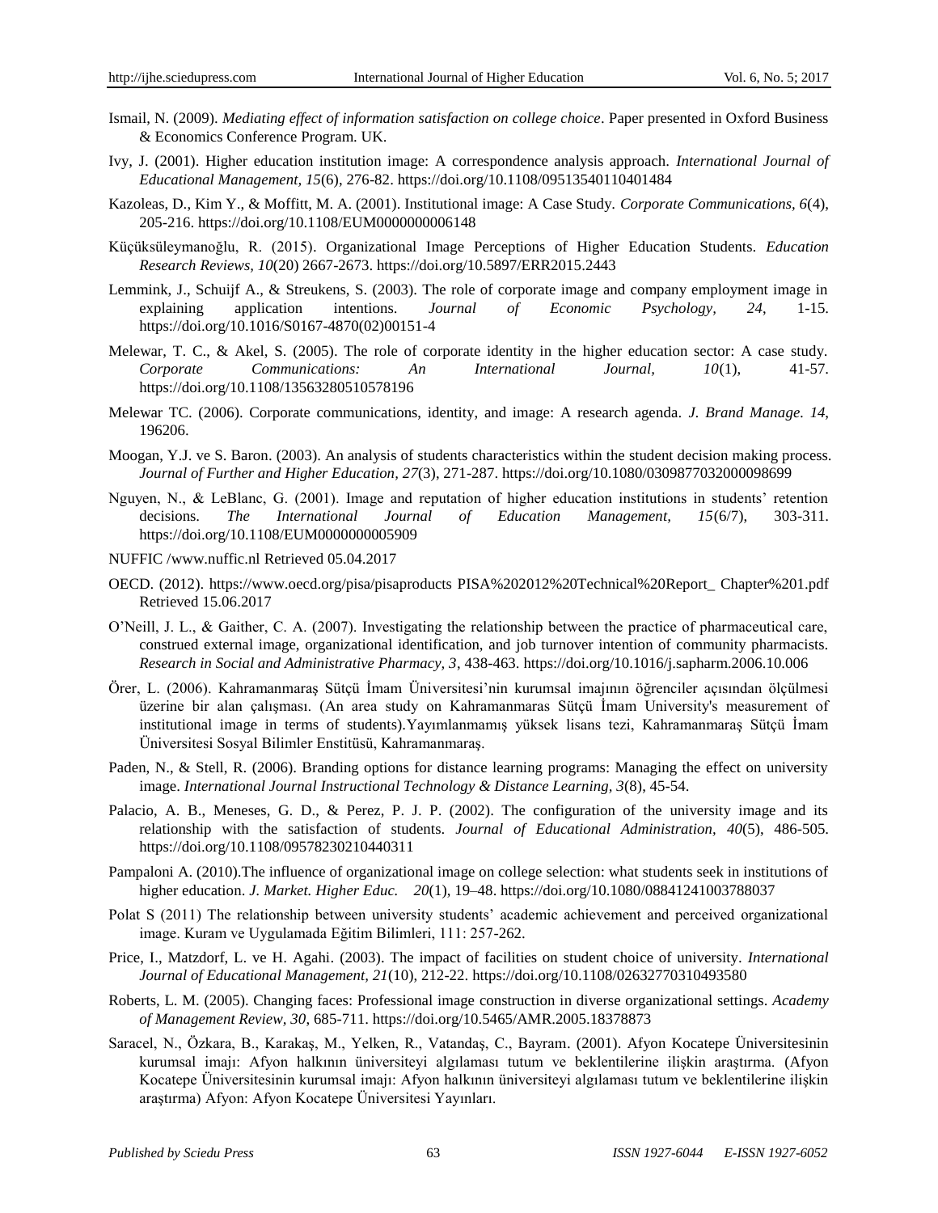Ismail, N. (2009). *Mediating effect of information satisfaction on college choice*. Paper presented in Oxford Business & Economics Conference Program. UK.

Ivy, J. (2001). Higher education institution image: A correspondence analysis approach. *International Journal of Educational Management, 15*(6), 276-82. https://doi.org/10.1108/09513540110401484

Kazoleas, D., Kim Y., & Moffitt, M. A. (2001). Institutional image: A Case Study. *Corporate Communications, 6*(4), 205-216. https://doi.org/10.1108/EUM0000000006148

Küçüksüleymanoğlu, R. (2015). Organizational Image Perceptions of Higher Education Students. *Education Research Reviews, 10*(20) 2667-2673. https://doi.org/10.5897/ERR2015.2443

Lemmink, J., Schuijf A., & Streukens, S. (2003). The role of corporate image and company employment image in explaining application intentions. *Journal of Economic Psychology, 24*, 1-15. https://doi.org/10.1016/S0167-4870(02)00151-4

Melewar, T. C., & Akel, S. (2005). The role of corporate identity in the higher education sector: A case study. *Corporate Communications: An International Journal, 10*(1), 41-57. https://doi.org/10.1108/13563280510578196

Melewar TC. (2006). Corporate communications, identity, and image: A research agenda. *J. Brand Manage. 14*, 196206.

Moogan, Y.J. ve S. Baron. (2003). An analysis of students characteristics within the student decision making process. *Journal of Further and Higher Education, 27*(3), 271-287. https://doi.org/10.1080/0309877032000098699

Nguyen, N., & LeBlanc, G. (2001). Image and reputation of higher education institutions in students' retention decisions. *The International Journal of Education Management, 15*(6/7), 303-311. https://doi.org/10.1108/EUM0000000005909

NUFFIC /www.nuffic.nl Retrieved 05.04.2017

OECD. (2012). https://www.oecd.org/pisa/pisaproducts PISA%202012%20Technical%20Report_ Chapter%201.pdf Retrieved 15.06.2017

O'Neill, J. L., & Gaither, C. A. (2007). Investigating the relationship between the practice of pharmaceutical care, construed external image, organizational identification, and job turnover intention of community pharmacists. *Research in Social and Administrative Pharmacy, 3*, 438-463. https://doi.org/10.1016/j.sapharm.2006.10.006

Örer, L. (2006). Kahramanmaraş Sütçü İmam Üniversitesi'nin kurumsal imajının öğrenciler açısından ölçülmesi üzerine bir alan çalışması. (An area study on Kahramanmaras Sütçü İmam University's measurement of institutional image in terms of students).Yayımlanmamış yüksek lisans tezi, Kahramanmaraş Sütçü İmam Üniversitesi Sosyal Bilimler Enstitüsü, Kahramanmaraş.

Paden, N., & Stell, R. (2006). Branding options for distance learning programs: Managing the effect on university image. *International Journal Instructional Technology & Distance Learning, 3*(8), 45-54.

Palacio, A. B., Meneses, G. D., & Perez, P. J. P. (2002). The configuration of the university image and its relationship with the satisfaction of students. *Journal of Educational Administration, 40*(5), 486-505. https://doi.org/10.1108/09578230210440311

Pampaloni A. (2010).The influence of organizational image on college selection: what students seek in institutions of higher education. *J. Market. Higher Educ. 20*(1), 19–48. https://doi.org/10.1080/08841241003788037

Polat S (2011) The relationship between university students' academic achievement and perceived organizational image. Kuram ve Uygulamada Eğitim Bilimleri, 111: 257-262.

Price, I., Matzdorf, L. ve H. Agahi. (2003). The impact of facilities on student choice of university. *International Journal of Educational Management, 21*(10), 212-22. https://doi.org/10.1108/02632770310493580

Roberts, L. M. (2005). Changing faces: Professional image construction in diverse organizational settings. *Academy of Management Review, 30*, 685-711. https://doi.org/10.5465/AMR.2005.18378873

Saracel, N., Özkara, B., Karakaş, M., Yelken, R., Vatandaş, C., Bayram. (2001). Afyon Kocatepe Üniversitesinin kurumsal imajı: Afyon halkının üniversiteyi algılaması tutum ve beklentilerine ilişkin araştırma. (Afyon Kocatepe Üniversitesinin kurumsal imajı: Afyon halkının üniversiteyi algılaması tutum ve beklentilerine ilişkin araştırma) Afyon: Afyon Kocatepe Üniversitesi Yayınları.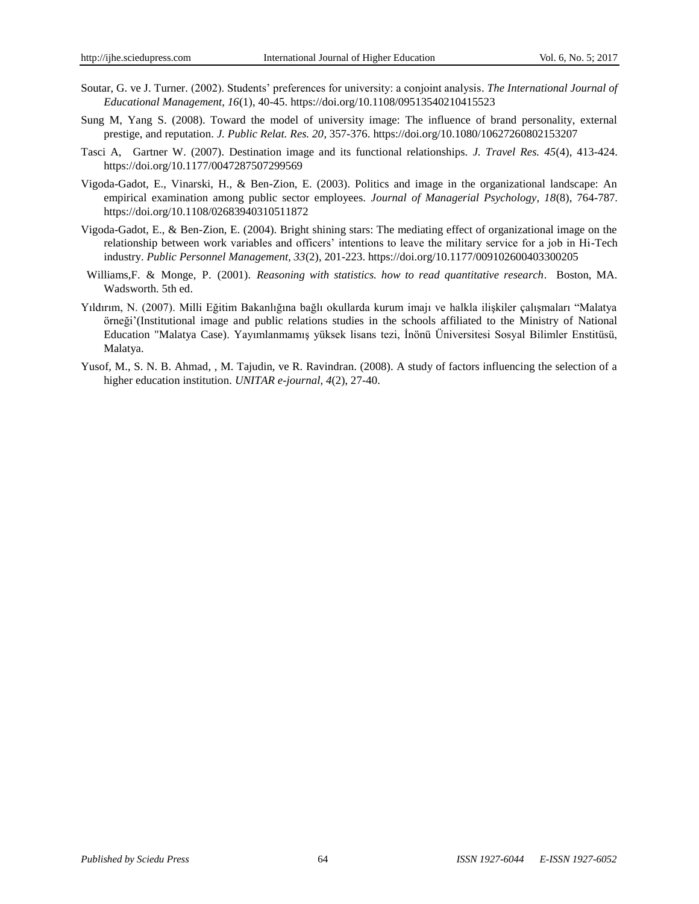Soutar, G. ve J. Turner. (2002). Students' preferences for university: a conjoint analysis. *The International Journal of Educational Management, 16*(1), 40-45. https://doi.org/10.1108/09513540210415523

Sung M, Yang S. (2008). Toward the model of university image: The influence of brand personality, external prestige, and reputation. *J. Public Relat. Res. 20*, 357-376. https://doi.org/10.1080/10627260802153207

Tasci A, Gartner W. (2007). Destination image and its functional relationships. *J. Travel Res. 45*(4), 413-424. https://doi.org/10.1177/0047287507299569

Vigoda-Gadot, E., Vinarski, H., & Ben-Zion, E. (2003). Politics and image in the organizational landscape: An empirical examination among public sector employees. *Journal of Managerial Psychology, 18*(8), 764-787. https://doi.org/10.1108/02683940310511872

Vigoda-Gadot, E., & Ben-Zion, E. (2004). Bright shining stars: The mediating effect of organizational image on the relationship between work variables and officers' intentions to leave the military service for a job in Hi-Tech industry. *Public Personnel Management, 33*(2), 201-223. https://doi.org/10.1177/009102600403300205

Williams,F. & Monge, P. (2001). *Reasoning with statistics. how to read quantitative research*. Boston, MA. Wadsworth. 5th ed.

Yıldırım, N. (2007). Milli Eğitim Bakanlığına bağlı okullarda kurum imajı ve halkla ilişkiler çalışmaları "Malatya örneği'(Institutional image and public relations studies in the schools affiliated to the Ministry of National Education "Malatya Case). Yayımlanmamış yüksek lisans tezi, İnönü Üniversitesi Sosyal Bilimler Enstitüsü, Malatya.

Yusof, M., S. N. B. Ahmad, , M. Tajudin, ve R. Ravindran. (2008). A study of factors influencing the selection of a higher education institution. *UNITAR e-journal, 4*(2), 27-40.